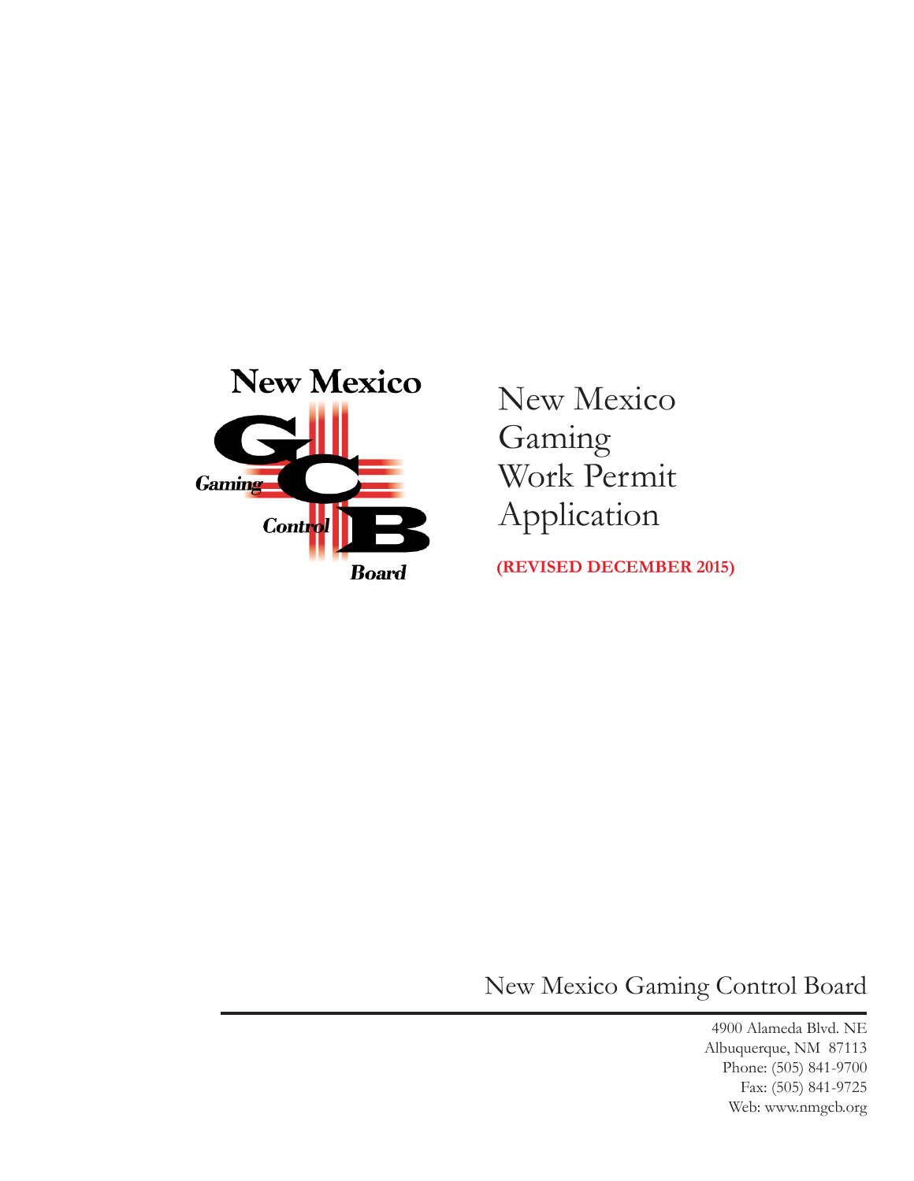New Mexico Gaming Control Board

# New Mexico Gaming Work Permit Application

**(REVISED DECEMBER 2015)**

New Mexico Gaming Control Board

4900 Alameda Blvd. NE
Albuquerque, NM 87113
Phone: (505) 841-9700
Fax: (505) 841-9725
Web: www.nmgcb.org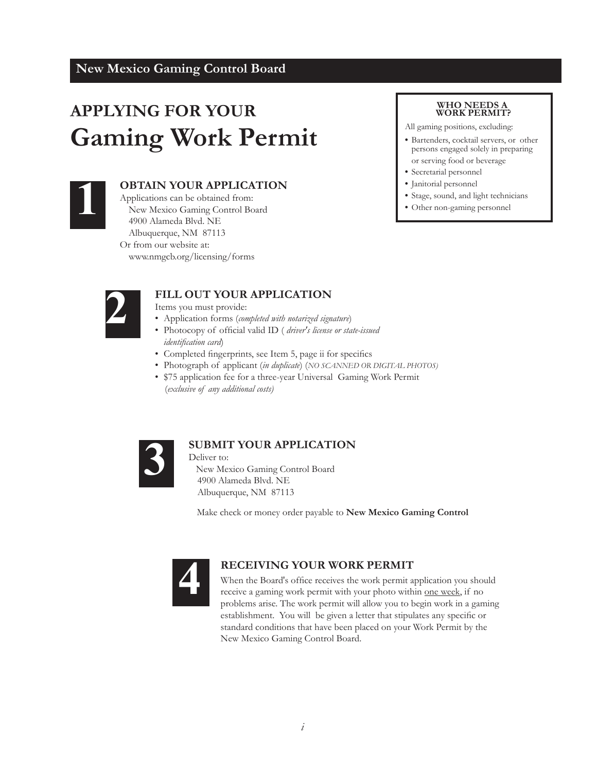**New Mexico Gaming Control Board**

# APPLYING FOR YOUR
# Gaming Work Permit

### WHO NEEDS A WORK PERMIT?

All gaming positions, excluding:

- Bartenders, cocktail servers, or other persons engaged solely in preparing or serving food or beverage
- Secretarial personnel
- Janitorial personnel
- Stage, sound, and light technicians
- Other non-gaming personnel

## 1 OBTAIN YOUR APPLICATION

Applications can be obtained from:

New Mexico Gaming Control Board
4900 Alameda Blvd. NE
Albuquerque, NM 87113

Or from our website at:

www.nmgcb.org/licensing/forms

## 2 FILL OUT YOUR APPLICATION

Items you must provide:

- Application forms (*completed with notarized signature*)
- Photocopy of official valid ID ( *driver's license or state-issued identification card*)
- Completed fingerprints, see Item 5, page ii for specifics
- Photograph of applicant (*in duplicate*) (*NO SCANNED OR DIGITAL PHOTOS)*
- $75 application fee for a three-year Universal Gaming Work Permit (*exclusive of any additional costs)*

## 3 SUBMIT YOUR APPLICATION

Deliver to:

New Mexico Gaming Control Board
4900 Alameda Blvd. NE
Albuquerque, NM 87113

Make check or money order payable to **New Mexico Gaming Control**

## 4 RECEIVING YOUR WORK PERMIT

When the Board's office receives the work permit application you should receive a gaming work permit with your photo within <u>one week</u>, if no problems arise. The work permit will allow you to begin work in a gaming establishment. You will be given a letter that stipulates any specific or standard conditions that have been placed on your Work Permit by the New Mexico Gaming Control Board.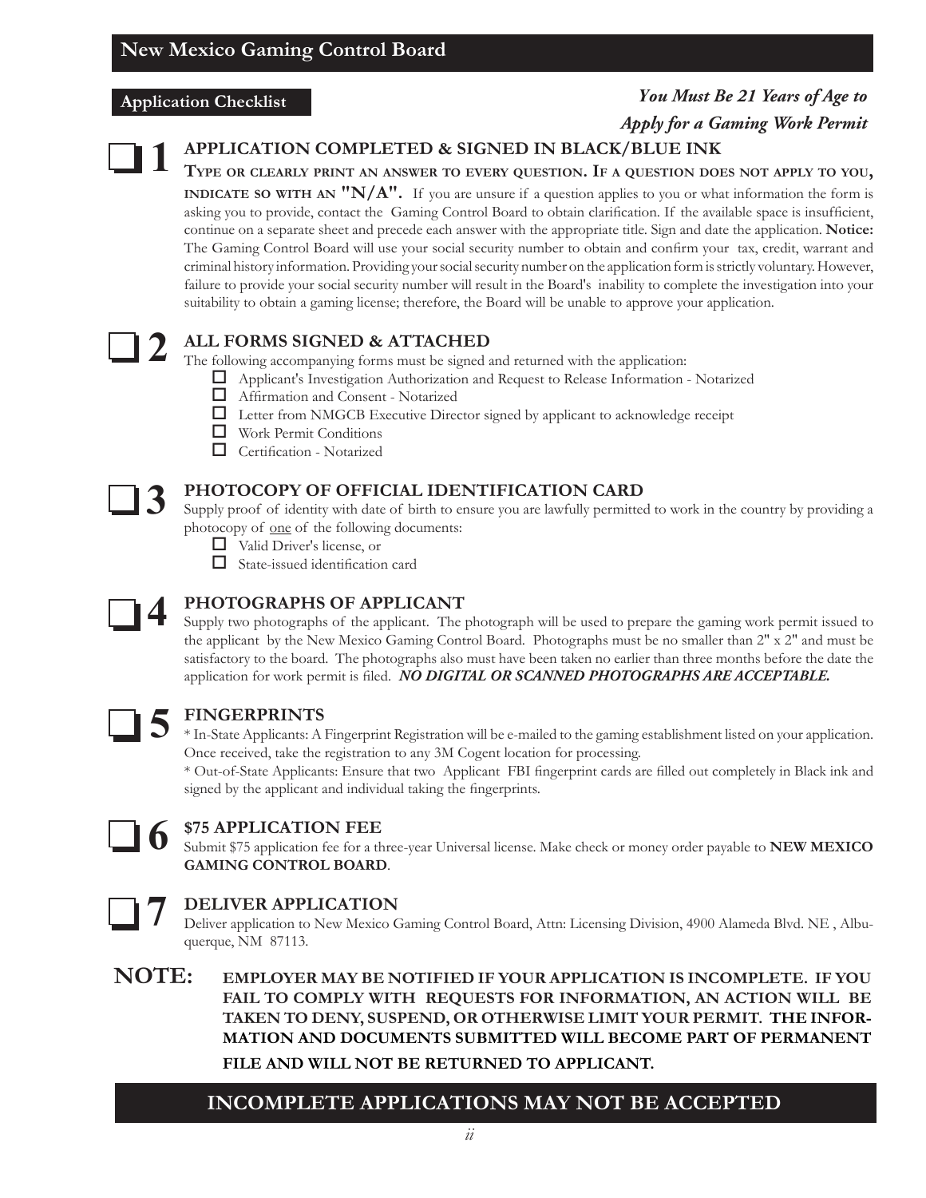## New Mexico Gaming Control Board

### Application Checklist

***You Must Be 21 Years of Age to Apply for a Gaming Work Permit***

☐ **1 APPLICATION COMPLETED & SIGNED IN BLACK/BLUE INK**

**TYPE OR CLEARLY PRINT AN ANSWER TO EVERY QUESTION. IF A QUESTION DOES NOT APPLY TO YOU, INDICATE SO WITH AN "N/A".** If you are unsure if a question applies to you or what information the form is asking you to provide, contact the Gaming Control Board to obtain clarification. If the available space is insufficient, continue on a separate sheet and precede each answer with the appropriate title. Sign and date the application. **Notice:** The Gaming Control Board will use your social security number to obtain and confirm your tax, credit, warrant and criminal history information. Providing your social security number on the application form is strictly voluntary. However, failure to provide your social security number will result in the Board's inability to complete the investigation into your suitability to obtain a gaming license; therefore, the Board will be unable to approve your application.

☐ **2 ALL FORMS SIGNED & ATTACHED**

The following accompanying forms must be signed and returned with the application:

- ☐ Applicant's Investigation Authorization and Request to Release Information - Notarized
- ☐ Affirmation and Consent - Notarized
- ☐ Letter from NMGCB Executive Director signed by applicant to acknowledge receipt
- ☐ Work Permit Conditions
- ☐ Certification - Notarized

☐ **3 PHOTOCOPY OF OFFICIAL IDENTIFICATION CARD**

Supply proof of identity with date of birth to ensure you are lawfully permitted to work in the country by providing a photocopy of one of the following documents:

- ☐ Valid Driver's license, or
- ☐ State-issued identification card

☐ **4 PHOTOGRAPHS OF APPLICANT**

Supply two photographs of the applicant. The photograph will be used to prepare the gaming work permit issued to the applicant by the New Mexico Gaming Control Board. Photographs must be no smaller than 2" x 2" and must be satisfactory to the board. The photographs also must have been taken no earlier than three months before the date the application for work permit is filed. ***NO DIGITAL OR SCANNED PHOTOGRAPHS ARE ACCEPTABLE.***

☐ **5 FINGERPRINTS**

* In-State Applicants: A Fingerprint Registration will be e-mailed to the gaming establishment listed on your application. Once received, take the registration to any 3M Cogent location for processing.

* Out-of-State Applicants: Ensure that two Applicant FBI fingerprint cards are filled out completely in Black ink and signed by the applicant and individual taking the fingerprints.

☐ **6 $75 APPLICATION FEE**

Submit $75 application fee for a three-year Universal license. Make check or money order payable to **NEW MEXICO GAMING CONTROL BOARD**.

☐ **7 DELIVER APPLICATION**

Deliver application to New Mexico Gaming Control Board, Attn: Licensing Division, 4900 Alameda Blvd. NE , Albuquerque, NM 87113.

**NOTE: EMPLOYER MAY BE NOTIFIED IF YOUR APPLICATION IS INCOMPLETE. IF YOU FAIL TO COMPLY WITH REQUESTS FOR INFORMATION, AN ACTION WILL BE TAKEN TO DENY, SUSPEND, OR OTHERWISE LIMIT YOUR PERMIT. THE INFORMATION AND DOCUMENTS SUBMITTED WILL BECOME PART OF PERMANENT FILE AND WILL NOT BE RETURNED TO APPLICANT.**

**INCOMPLETE APPLICATIONS MAY NOT BE ACCEPTED**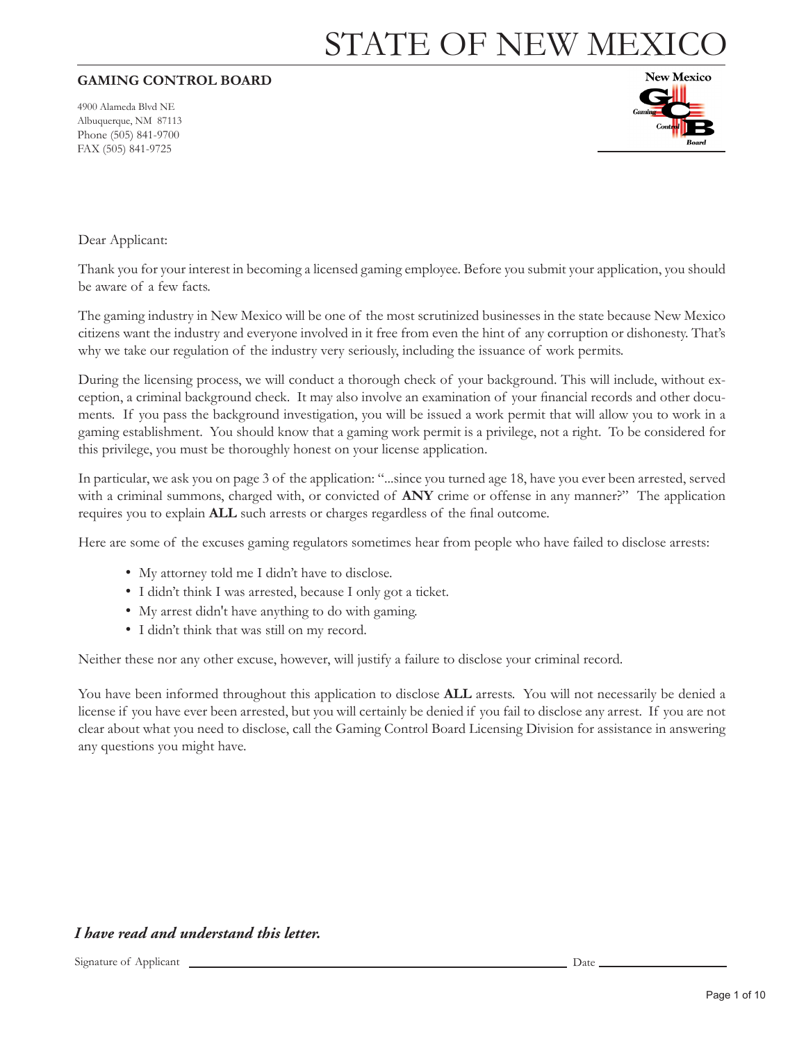# STATE OF NEW MEXICO

**GAMING CONTROL BOARD**

4900 Alameda Blvd NE
Albuquerque, NM 87113
Phone (505) 841-9700
FAX (505) 841-9725

Dear Applicant:

Thank you for your interest in becoming a licensed gaming employee. Before you submit your application, you should be aware of a few facts.

The gaming industry in New Mexico will be one of the most scrutinized businesses in the state because New Mexico citizens want the industry and everyone involved in it free from even the hint of any corruption or dishonesty. That's why we take our regulation of the industry very seriously, including the issuance of work permits.

During the licensing process, we will conduct a thorough check of your background. This will include, without exception, a criminal background check. It may also involve an examination of your financial records and other documents. If you pass the background investigation, you will be issued a work permit that will allow you to work in a gaming establishment. You should know that a gaming work permit is a privilege, not a right. To be considered for this privilege, you must be thoroughly honest on your license application.

In particular, we ask you on page 3 of the application: "...since you turned age 18, have you ever been arrested, served with a criminal summons, charged with, or convicted of **ANY** crime or offense in any manner?" The application requires you to explain **ALL** such arrests or charges regardless of the final outcome.

Here are some of the excuses gaming regulators sometimes hear from people who have failed to disclose arrests:

- My attorney told me I didn't have to disclose.
- I didn't think I was arrested, because I only got a ticket.
- My arrest didn't have anything to do with gaming.
- I didn't think that was still on my record.

Neither these nor any other excuse, however, will justify a failure to disclose your criminal record.

You have been informed throughout this application to disclose **ALL** arrests. You will not necessarily be denied a license if you have ever been arrested, but you will certainly be denied if you fail to disclose any arrest. If you are not clear about what you need to disclose, call the Gaming Control Board Licensing Division for assistance in answering any questions you might have.

***I have read and understand this letter.***

Signature of Applicant ______________________________ Date ______________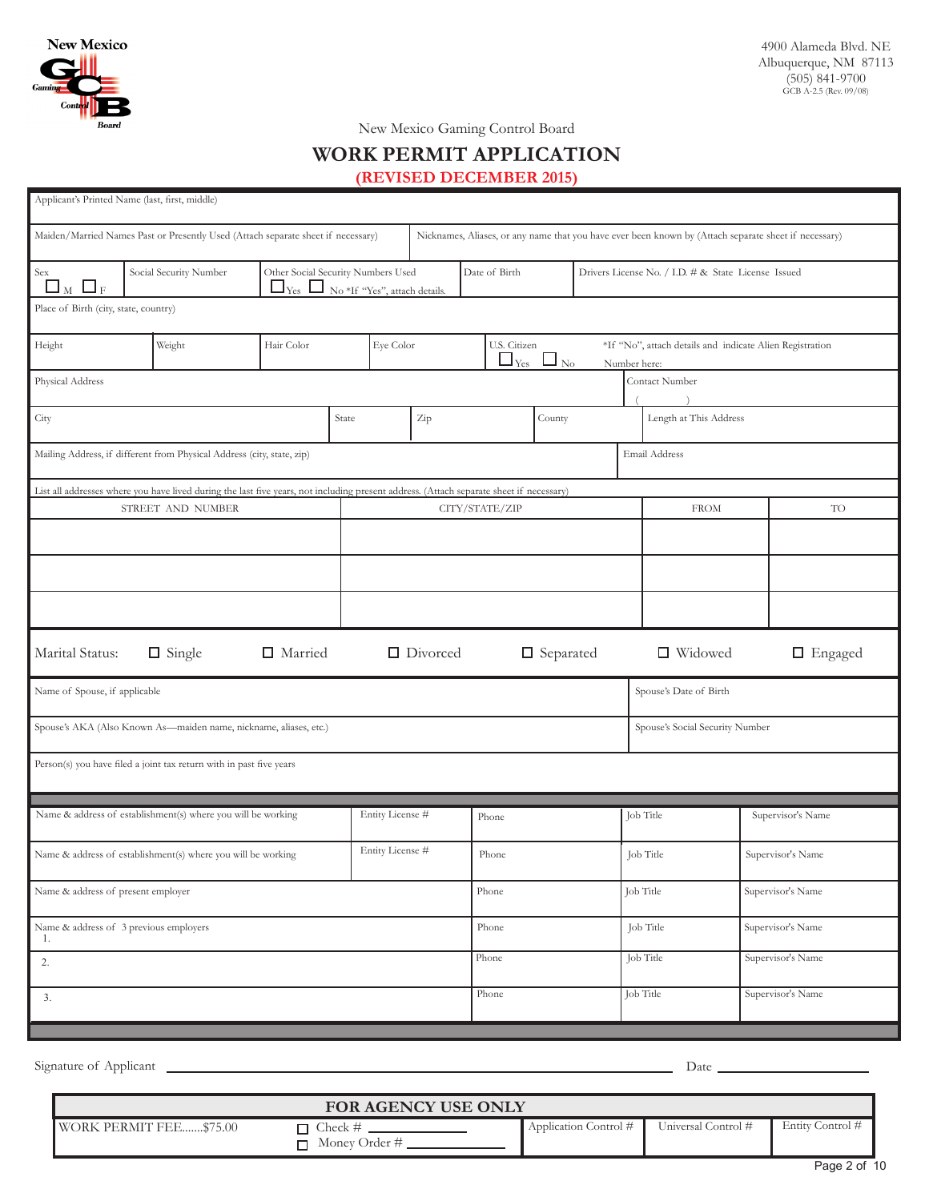New Mexico Gaming Control Board

4900 Alameda Blvd. NE
Albuquerque, NM 87113
(505) 841-9700
GCB A-2.5 (Rev. 09/08)

New Mexico Gaming Control Board

# WORK PERMIT APPLICATION

## (REVISED DECEMBER 2015)

| Applicant's Printed Name (last, first, middle) | | | | |
|---|---|---|---|---|
| Maiden/Married Names Past or Presently Used (Attach separate sheet if necessary) | Nicknames, Aliases, or any name that you have ever been known by (Attach separate sheet if necessary) | | | |
| Sex ☐ M ☐ F | Social Security Number | Other Social Security Numbers Used ☐ Yes ☐ No *If "Yes", attach details. | Date of Birth | Drivers License No. / I.D. # & State License Issued |
| Place of Birth (city, state, country) | | | | |

| Height | Weight | Hair Color | Eye Color | U.S. Citizen ☐ Yes ☐ No | *If "No", attach details and indicate Alien Registration Number here: |
|---|---|---|---|---|---|

| Physical Address | | | | Contact Number ( ) |
|---|---|---|---|---|
| City | State | Zip | County | Length at This Address |
| Mailing Address, if different from Physical Address (city, state, zip) | | | | Email Address |

List all addresses where you have lived during the last five years, not including present address. (Attach separate sheet if necessary)

| STREET AND NUMBER | CITY/STATE/ZIP | FROM | TO |
|---|---|---|---|
| | | | |
| | | | |
| | | | |

Marital Status: ☐ Single ☐ Married ☐ Divorced ☐ Separated ☐ Widowed ☐ Engaged

| Name of Spouse, if applicable | Spouse's Date of Birth |
|---|---|
| Spouse's AKA (Also Known As—maiden name, nickname, aliases, etc.) | Spouse's Social Security Number |
| Person(s) you have filed a joint tax return with in past five years | |

| Name & address of establishment(s) where you will be working | Entity License # | Phone | Job Title | Supervisor's Name |
|---|---|---|---|---|
| Name & address of establishment(s) where you will be working | Entity License # | Phone | Job Title | Supervisor's Name |
| Name & address of present employer | | Phone | Job Title | Supervisor's Name |
| Name & address of 3 previous employers 1. | | Phone | Job Title | Supervisor's Name |
| 2. | | Phone | Job Title | Supervisor's Name |
| 3. | | Phone | Job Title | Supervisor's Name |

Signature of Applicant ______________________________ Date ______________

| FOR AGENCY USE ONLY | | | | |
|---|---|---|---|---|
| WORK PERMIT FEE.......$75.00 | ☐ Check # ________ ☐ Money Order # ________ | Application Control # | Universal Control # | Entity Control # |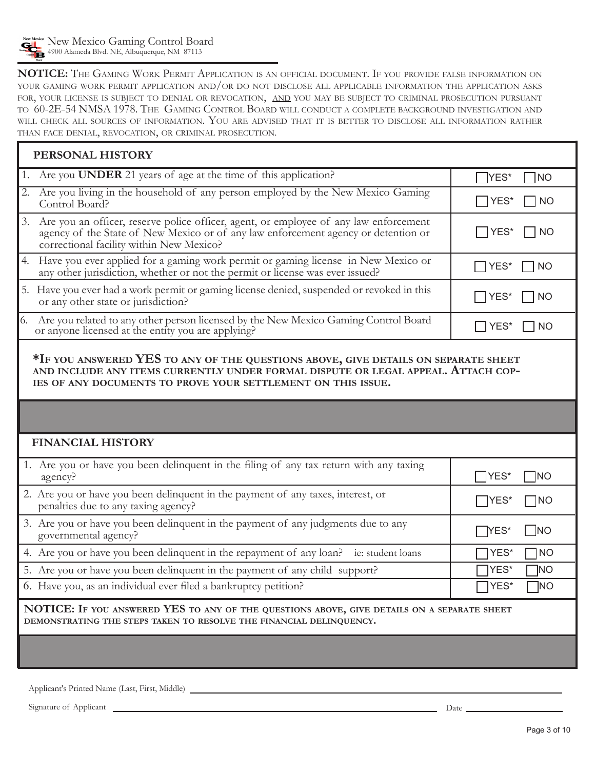New Mexico Gaming Control Board
4900 Alameda Blvd. NE, Albuquerque, NM 87113

**NOTICE:** The Gaming Work Permit Application is an official document. If you provide false information on your gaming work permit application and/or do not disclose all applicable information the application asks for, your license is subject to denial or revocation, and you may be subject to criminal prosecution pursuant to 60-2E-54 NMSA 1978. The Gaming Control Board will conduct a complete background investigation and will check all sources of information. You are advised that it is better to disclose all information rather than face denial, revocation, or criminal prosecution.

## PERSONAL HISTORY

| Question | Answer |
|---|---|
| 1. Are you **UNDER** 21 years of age at the time of this application? | ☐ YES* ☐ NO |
| 2. Are you living in the household of any person employed by the New Mexico Gaming Control Board? | ☐ YES* ☐ NO |
| 3. Are you an officer, reserve police officer, agent, or employee of any law enforcement agency of the State of New Mexico or of any law enforcement agency or detention or correctional facility within New Mexico? | ☐ YES* ☐ NO |
| 4. Have you ever applied for a gaming work permit or gaming license in New Mexico or any other jurisdiction, whether or not the permit or license was ever issued? | ☐ YES* ☐ NO |
| 5. Have you ever had a work permit or gaming license denied, suspended or revoked in this or any other state or jurisdiction? | ☐ YES* ☐ NO |
| 6. Are you related to any other person licensed by the New Mexico Gaming Control Board or anyone licensed at the entity you are applying? | ☐ YES* ☐ NO |

***If you answered YES to any of the questions above, give details on separate sheet and include any items currently under formal dispute or legal appeal. Attach copies of any documents to prove your settlement on this issue.**

## FINANCIAL HISTORY

| Question | Answer |
|---|---|
| 1. Are you or have you been delinquent in the filing of any tax return with any taxing agency? | ☐ YES* ☐ NO |
| 2. Are you or have you been delinquent in the payment of any taxes, interest, or penalties due to any taxing agency? | ☐ YES* ☐ NO |
| 3. Are you or have you been delinquent in the payment of any judgments due to any governmental agency? | ☐ YES* ☐ NO |
| 4. Are you or have you been delinquent in the repayment of any loan? ie: student loans | ☐ YES* ☐ NO |
| 5. Are you or have you been delinquent in the payment of any child support? | ☐ YES* ☐ NO |
| 6. Have you, as an individual ever filed a bankruptcy petition? | ☐ YES* ☐ NO |

**NOTICE: If you answered YES to any of the questions above, give details on a separate sheet demonstrating the steps taken to resolve the financial delinquency.**

Applicant's Printed Name (Last, First, Middle) ______________________________

Signature of Applicant ______________________________ Date ______________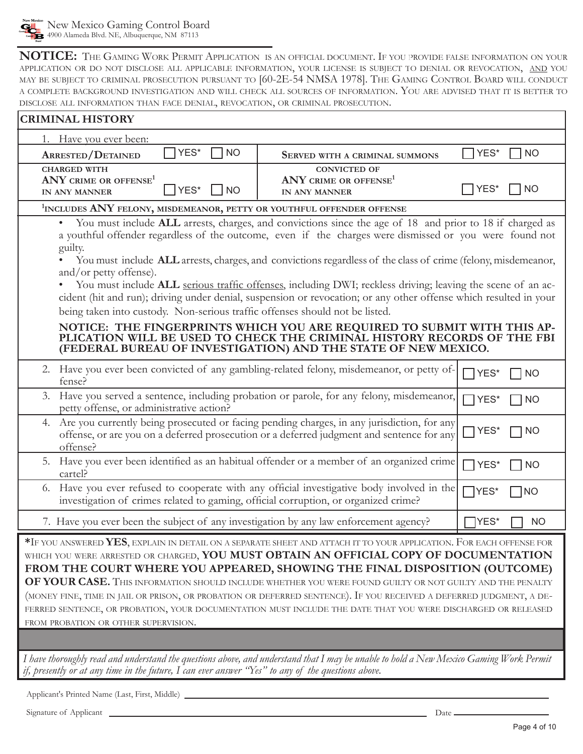New Mexico Gaming Control Board
4900 Alameda Blvd. NE, Albuquerque, NM 87113

**NOTICE:** The Gaming Work Permit Application is an official document. If you provide false information on your application or do not disclose all applicable information, your license is subject to denial or revocation, and you may be subject to criminal prosecution pursuant to [60-2E-54 NMSA 1978]. The Gaming Control Board will conduct a complete background investigation and will check all sources of information. You are advised that it is better to disclose all information than face denial, revocation, or criminal prosecution.

## CRIMINAL HISTORY

1. Have you ever been:

| | | | |
|---|---|---|---|
| **Arrested/Detained** | ☐ YES* ☐ NO | **Served with a criminal summons** | ☐ YES* ☐ NO |
| **Charged with ANY crime or offense[1] in any manner** | ☐ YES* ☐ NO | **Convicted of ANY crime or offense[1] in any manner** | ☐ YES* ☐ NO |

[1]**Includes ANY felony, misdemeanor, petty or youthful offender offense**

- You must include **ALL** arrests, charges, and convictions since the age of 18 and prior to 18 if charged as a youthful offender regardless of the outcome, even if the charges were dismissed or you were found not guilty.
- You must include **ALL** arrests, charges, and convictions regardless of the class of crime (felony, misdemeanor, and/or petty offense).
- You must include **ALL** serious traffic offenses, including DWI; reckless driving; leaving the scene of an accident (hit and run); driving under denial, suspension or revocation; or any other offense which resulted in your being taken into custody. Non-serious traffic offenses should not be listed.

**NOTICE: THE FINGERPRINTS WHICH YOU ARE REQUIRED TO SUBMIT WITH THIS APPLICATION WILL BE USED TO CHECK THE CRIMINAL HISTORY RECORDS OF THE FBI (FEDERAL BUREAU OF INVESTIGATION) AND THE STATE OF NEW MEXICO.**

| Question | Answer |
|---|---|
| 2. Have you ever been convicted of any gambling-related felony, misdemeanor, or petty offense? | ☐ YES* ☐ NO |
| 3. Have you served a sentence, including probation or parole, for any felony, misdemeanor, petty offense, or administrative action? | ☐ YES* ☐ NO |
| 4. Are you currently being prosecuted or facing pending charges, in any jurisdiction, for any offense, or are you on a deferred prosecution or a deferred judgment and sentence for any offense? | ☐ YES* ☐ NO |
| 5. Have you ever been identified as an habitual offender or a member of an organized crime cartel? | ☐ YES* ☐ NO |
| 6. Have you ever refused to cooperate with any official investigative body involved in the investigation of crimes related to gaming, official corruption, or organized crime? | ☐ YES* ☐ NO |
| 7. Have you ever been the subject of any investigation by any law enforcement agency? | ☐ YES* ☐ NO |

***If you answered YES**, explain in detail on a separate sheet and attach it to your application. For each offense for which you were arrested or charged, **YOU MUST OBTAIN AN OFFICIAL COPY OF DOCUMENTATION FROM THE COURT WHERE YOU APPEARED, SHOWING THE FINAL DISPOSITION (OUTCOME) OF YOUR CASE.** This information should include whether you were found guilty or not guilty and the penalty (money fine, time in jail or prison, or probation or deferred sentence). If you received a deferred judgment, a deferred sentence, or probation, your documentation must include the date that you were discharged or released from probation or other supervision.

*I have thoroughly read and understand the questions above, and understand that I may be unable to hold a New Mexico Gaming Work Permit if, presently or at any time in the future, I can ever answer "Yes" to any of the questions above.*

Applicant's Printed Name (Last, First, Middle) ____________________

Signature of Applicant ____________________ Date ____________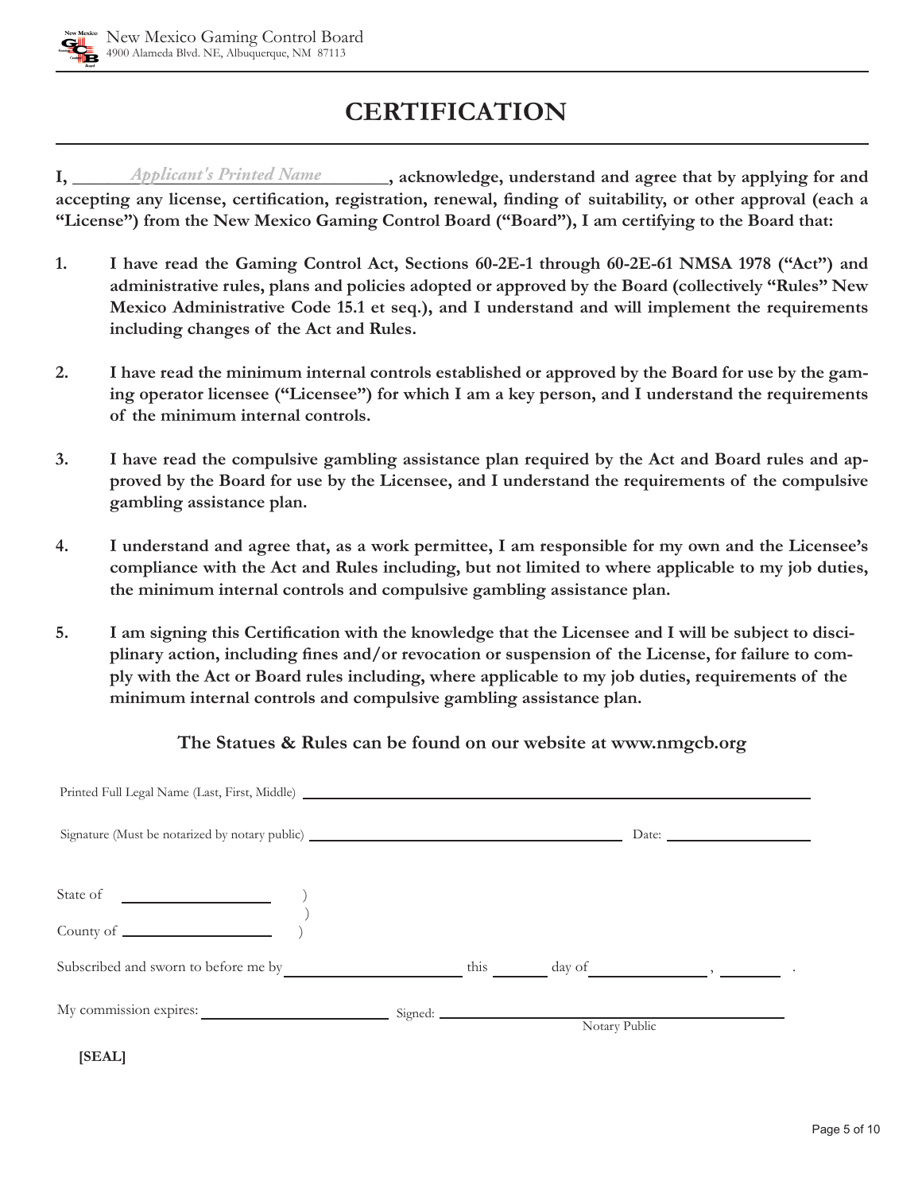New Mexico Gaming Control Board
4900 Alameda Blvd. NE, Albuquerque, NM 87113

# CERTIFICATION

**I, \_\_\_\_\_*Applicant's Printed Name*\_\_\_\_\_, acknowledge, understand and agree that by applying for and accepting any license, certification, registration, renewal, finding of suitability, or other approval (each a "License") from the New Mexico Gaming Control Board ("Board"), I am certifying to the Board that:**

1. **I have read the Gaming Control Act, Sections 60-2E-1 through 60-2E-61 NMSA 1978 ("Act") and administrative rules, plans and policies adopted or approved by the Board (collectively "Rules" New Mexico Administrative Code 15.1 et seq.), and I understand and will implement the requirements including changes of the Act and Rules.**

2. **I have read the minimum internal controls established or approved by the Board for use by the gaming operator licensee ("Licensee") for which I am a key person, and I understand the requirements of the minimum internal controls.**

3. **I have read the compulsive gambling assistance plan required by the Act and Board rules and approved by the Board for use by the Licensee, and I understand the requirements of the compulsive gambling assistance plan.**

4. **I understand and agree that, as a work permittee, I am responsible for my own and the Licensee's compliance with the Act and Rules including, but not limited to where applicable to my job duties, the minimum internal controls and compulsive gambling assistance plan.**

5. **I am signing this Certification with the knowledge that the Licensee and I will be subject to disciplinary action, including fines and/or revocation or suspension of the License, for failure to comply with the Act or Board rules including, where applicable to my job duties, requirements of the minimum internal controls and compulsive gambling assistance plan.**

**The Statues & Rules can be found on our website at www.nmgcb.org**

Printed Full Legal Name (Last, First, Middle) \_\_\_\_\_\_\_\_\_\_\_\_\_\_\_\_\_\_\_\_\_\_\_\_\_\_\_\_\_\_\_\_\_\_\_\_\_\_\_\_

Signature (Must be notarized by notary public) \_\_\_\_\_\_\_\_\_\_\_\_\_\_\_\_\_\_\_\_\_\_\_\_\_\_\_\_ Date: \_\_\_\_\_\_\_\_\_\_\_\_\_\_\_\_

State of \_\_\_\_\_\_\_\_\_\_\_\_\_\_\_\_ )
)
County of \_\_\_\_\_\_\_\_\_\_\_\_\_\_\_\_ )

Subscribed and sworn to before me by \_\_\_\_\_\_\_\_\_\_\_\_\_\_\_\_\_\_\_\_ this \_\_\_\_\_\_ day of \_\_\_\_\_\_\_\_\_\_\_\_\_\_, \_\_\_\_\_\_\_ .

My commission expires: \_\_\_\_\_\_\_\_\_\_\_\_\_\_\_\_\_\_\_\_ Signed: \_\_\_\_\_\_\_\_\_\_\_\_\_\_\_\_\_\_\_\_\_\_\_\_\_\_\_\_\_\_\_\_
Notary Public

**[SEAL]**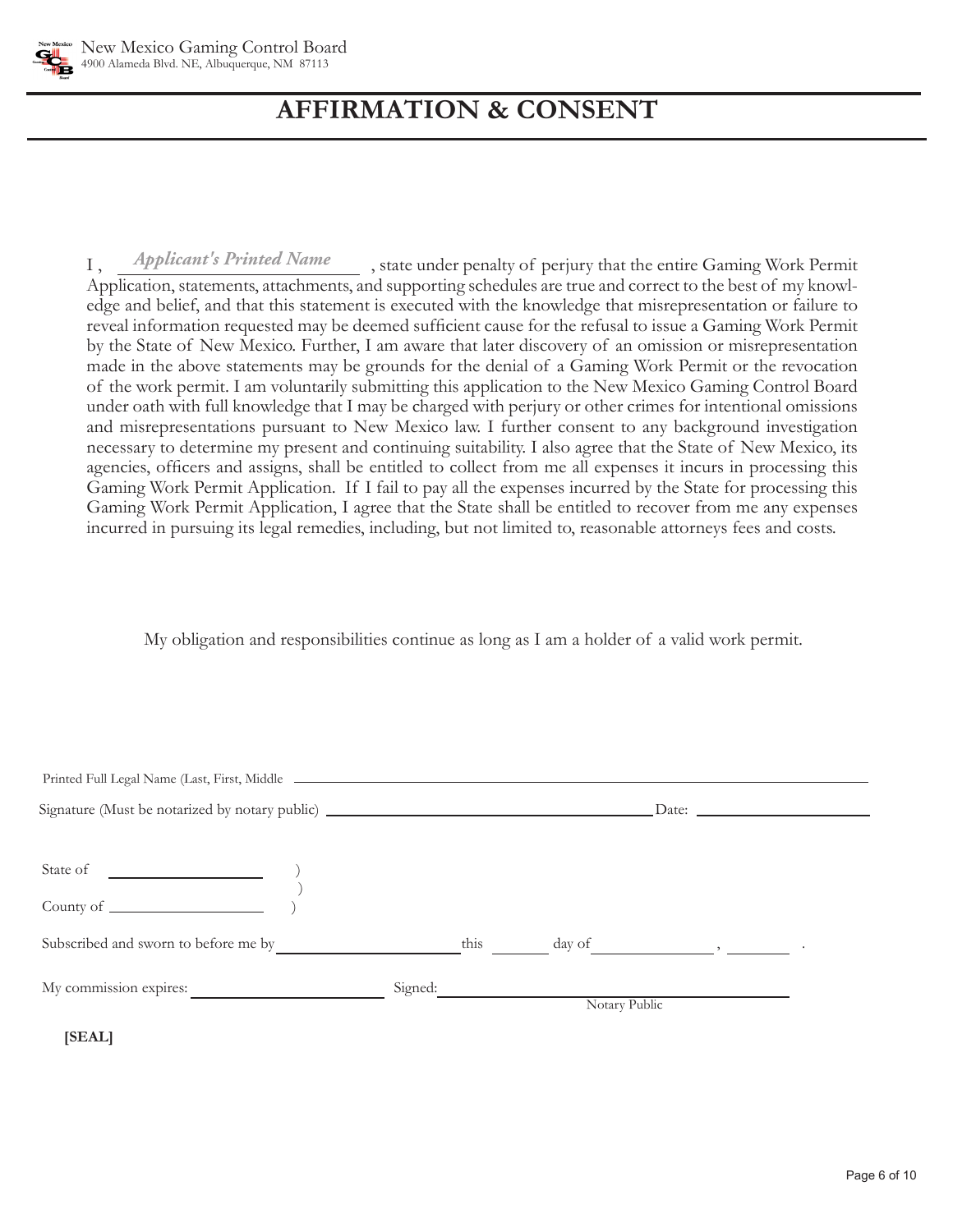New Mexico Gaming Control Board
4900 Alameda Blvd. NE, Albuquerque, NM 87113

# AFFIRMATION & CONSENT

I , *Applicant's Printed Name* , state under penalty of perjury that the entire Gaming Work Permit Application, statements, attachments, and supporting schedules are true and correct to the best of my knowledge and belief, and that this statement is executed with the knowledge that misrepresentation or failure to reveal information requested may be deemed sufficient cause for the refusal to issue a Gaming Work Permit by the State of New Mexico. Further, I am aware that later discovery of an omission or misrepresentation made in the above statements may be grounds for the denial of a Gaming Work Permit or the revocation of the work permit. I am voluntarily submitting this application to the New Mexico Gaming Control Board under oath with full knowledge that I may be charged with perjury or other crimes for intentional omissions and misrepresentations pursuant to New Mexico law. I further consent to any background investigation necessary to determine my present and continuing suitability. I also agree that the State of New Mexico, its agencies, officers and assigns, shall be entitled to collect from me all expenses it incurs in processing this Gaming Work Permit Application. If I fail to pay all the expenses incurred by the State for processing this Gaming Work Permit Application, I agree that the State shall be entitled to recover from me any expenses incurred in pursuing its legal remedies, including, but not limited to, reasonable attorneys fees and costs.

My obligation and responsibilities continue as long as I am a holder of a valid work permit.

Printed Full Legal Name (Last, First, Middle ______________________________

Signature (Must be notarized by notary public) ______________________________ Date: ______________

State of ______________ )
)
County of ______________ )

Subscribed and sworn to before me by ______________ this ______ day of ______________ , ______ .

My commission expires: ______________ Signed: ______________________________
Notary Public

**[SEAL]**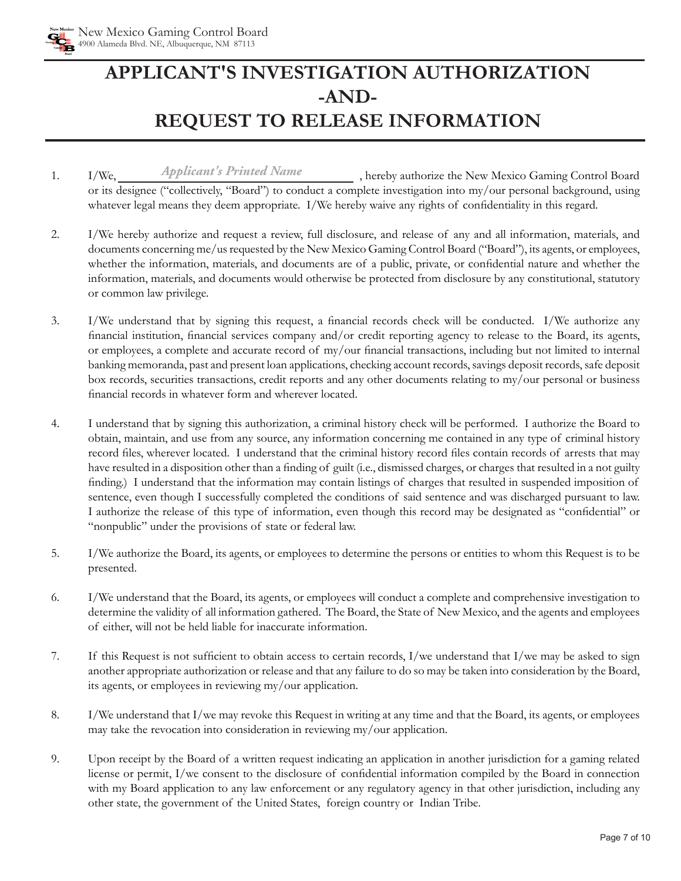New Mexico Gaming Control Board
4900 Alameda Blvd. NE, Albuquerque, NM 87113

# APPLICANT'S INVESTIGATION AUTHORIZATION -AND- REQUEST TO RELEASE INFORMATION

1. I/We, *Applicant's Printed Name* , hereby authorize the New Mexico Gaming Control Board or its designee ("collectively, "Board") to conduct a complete investigation into my/our personal background, using whatever legal means they deem appropriate. I/We hereby waive any rights of confidentiality in this regard.

2. I/We hereby authorize and request a review, full disclosure, and release of any and all information, materials, and documents concerning me/us requested by the New Mexico Gaming Control Board ("Board"), its agents, or employees, whether the information, materials, and documents are of a public, private, or confidential nature and whether the information, materials, and documents would otherwise be protected from disclosure by any constitutional, statutory or common law privilege.

3. I/We understand that by signing this request, a financial records check will be conducted. I/We authorize any financial institution, financial services company and/or credit reporting agency to release to the Board, its agents, or employees, a complete and accurate record of my/our financial transactions, including but not limited to internal banking memoranda, past and present loan applications, checking account records, savings deposit records, safe deposit box records, securities transactions, credit reports and any other documents relating to my/our personal or business financial records in whatever form and wherever located.

4. I understand that by signing this authorization, a criminal history check will be performed. I authorize the Board to obtain, maintain, and use from any source, any information concerning me contained in any type of criminal history record files, wherever located. I understand that the criminal history record files contain records of arrests that may have resulted in a disposition other than a finding of guilt (i.e., dismissed charges, or charges that resulted in a not guilty finding.) I understand that the information may contain listings of charges that resulted in suspended imposition of sentence, even though I successfully completed the conditions of said sentence and was discharged pursuant to law. I authorize the release of this type of information, even though this record may be designated as "confidential" or "nonpublic" under the provisions of state or federal law.

5. I/We authorize the Board, its agents, or employees to determine the persons or entities to whom this Request is to be presented.

6. I/We understand that the Board, its agents, or employees will conduct a complete and comprehensive investigation to determine the validity of all information gathered. The Board, the State of New Mexico, and the agents and employees of either, will not be held liable for inaccurate information.

7. If this Request is not sufficient to obtain access to certain records, I/we understand that I/we may be asked to sign another appropriate authorization or release and that any failure to do so may be taken into consideration by the Board, its agents, or employees in reviewing my/our application.

8. I/We understand that I/we may revoke this Request in writing at any time and that the Board, its agents, or employees may take the revocation into consideration in reviewing my/our application.

9. Upon receipt by the Board of a written request indicating an application in another jurisdiction for a gaming related license or permit, I/we consent to the disclosure of confidential information compiled by the Board in connection with my Board application to any law enforcement or any regulatory agency in that other jurisdiction, including any other state, the government of the United States, foreign country or Indian Tribe.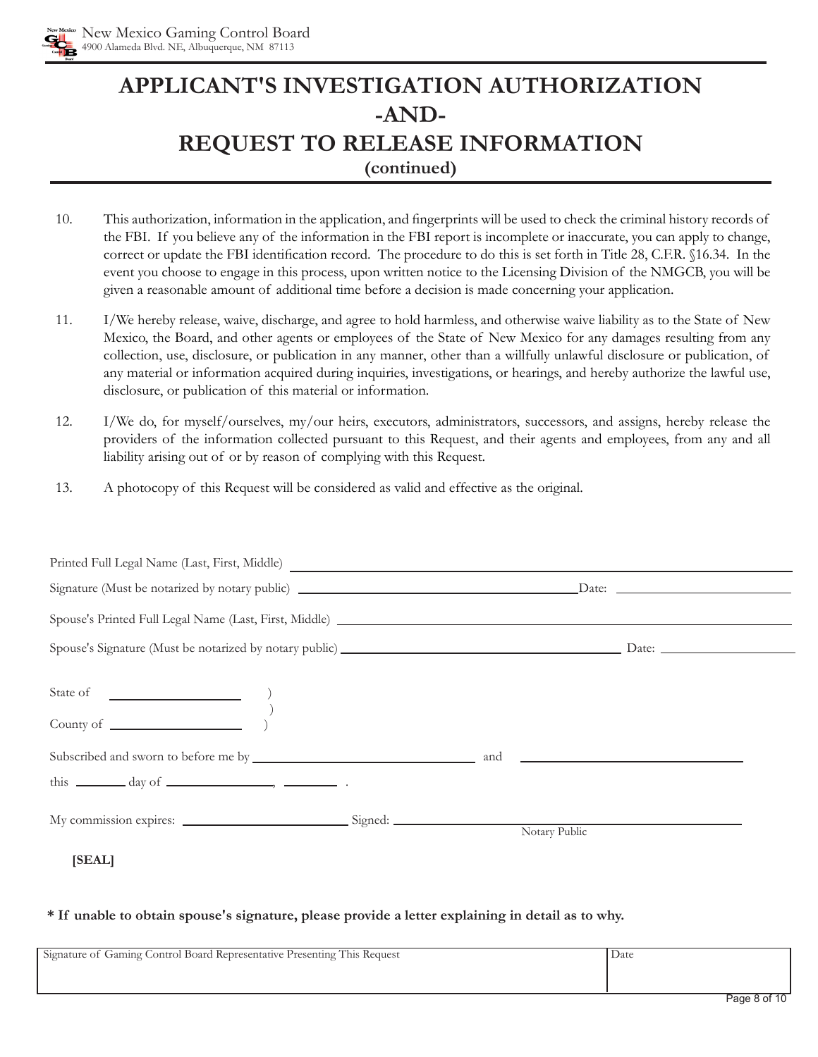New Mexico Gaming Control Board
4900 Alameda Blvd. NE, Albuquerque, NM 87113

# APPLICANT'S INVESTIGATION AUTHORIZATION -AND- REQUEST TO RELEASE INFORMATION

**(continued)**

10. This authorization, information in the application, and fingerprints will be used to check the criminal history records of the FBI. If you believe any of the information in the FBI report is incomplete or inaccurate, you can apply to change, correct or update the FBI identification record. The procedure to do this is set forth in Title 28, C.F.R. §16.34. In the event you choose to engage in this process, upon written notice to the Licensing Division of the NMGCB, you will be given a reasonable amount of additional time before a decision is made concerning your application.

11. I/We hereby release, waive, discharge, and agree to hold harmless, and otherwise waive liability as to the State of New Mexico, the Board, and other agents or employees of the State of New Mexico for any damages resulting from any collection, use, disclosure, or publication in any manner, other than a willfully unlawful disclosure or publication, of any material or information acquired during inquiries, investigations, or hearings, and hereby authorize the lawful use, disclosure, or publication of this material or information.

12. I/We do, for myself/ourselves, my/our heirs, executors, administrators, successors, and assigns, hereby release the providers of the information collected pursuant to this Request, and their agents and employees, from any and all liability arising out of or by reason of complying with this Request.

13. A photocopy of this Request will be considered as valid and effective as the original.

Printed Full Legal Name (Last, First, Middle) ______________________________

Signature (Must be notarized by notary public) ______________________________ Date: ______________

Spouse's Printed Full Legal Name (Last, First, Middle) ______________________________

Spouse's Signature (Must be notarized by notary public) ______________________________ Date: ______________

State of ______________ )
 )
County of ______________ )

Subscribed and sworn to before me by ______________________ and ______________________

this ________ day of ______________, ________ .

My commission expires: ______________ Signed: ______________________
Notary Public

**[SEAL]**

**\* If unable to obtain spouse's signature, please provide a letter explaining in detail as to why.**

| Signature of Gaming Control Board Representative Presenting This Request | Date |
| --- | --- |
| | |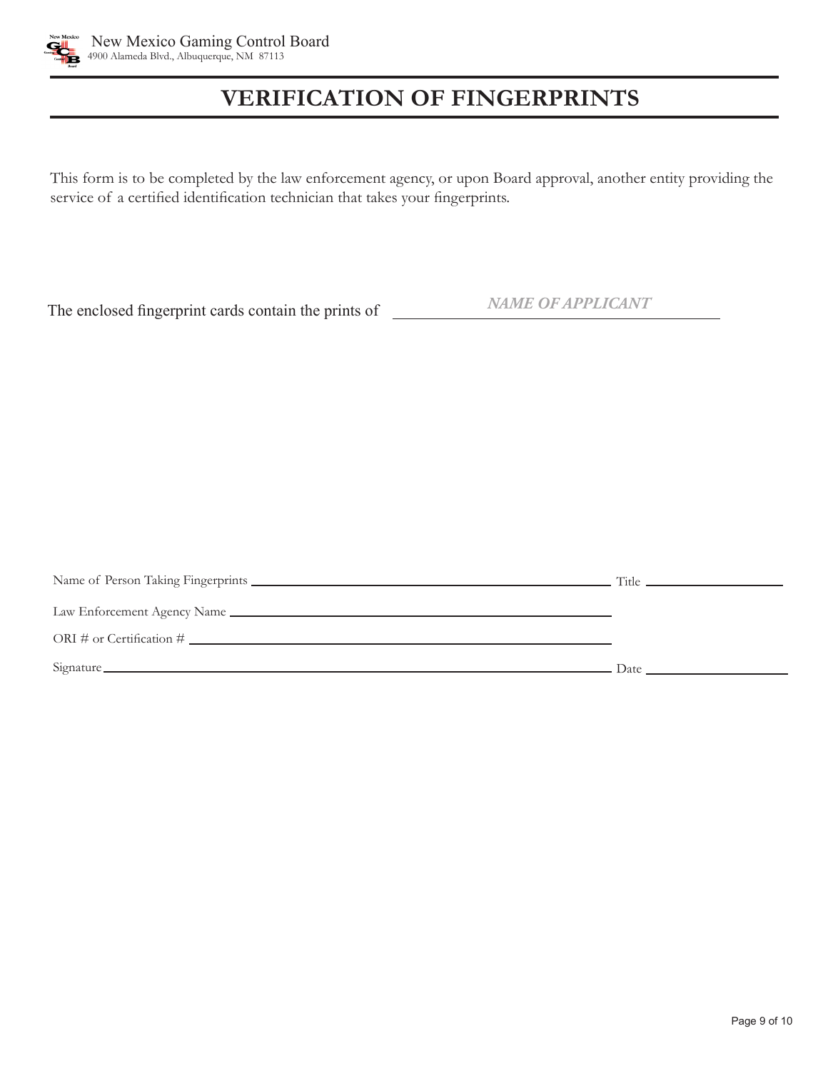New Mexico Gaming Control Board
4900 Alameda Blvd., Albuquerque, NM 87113

# VERIFICATION OF FINGERPRINTS

This form is to be completed by the law enforcement agency, or upon Board approval, another entity providing the service of a certified identification technician that takes your fingerprints.

The enclosed fingerprint cards contain the prints of ______________________________
*NAME OF APPLICANT*

Name of Person Taking Fingerprints ______________________________ Title ______________

Law Enforcement Agency Name ______________________________

ORI # or Certification # ______________________________

Signature ______________________________ Date ______________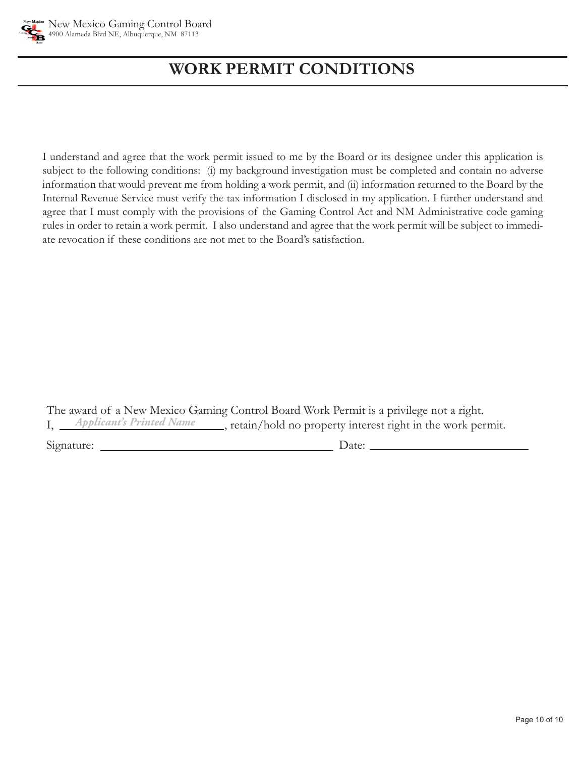New Mexico Gaming Control Board
4900 Alameda Blvd NE, Albuquerque, NM 87113

# WORK PERMIT CONDITIONS

I understand and agree that the work permit issued to me by the Board or its designee under this application is subject to the following conditions: (i) my background investigation must be completed and contain no adverse information that would prevent me from holding a work permit, and (ii) information returned to the Board by the Internal Revenue Service must verify the tax information I disclosed in my application. I further understand and agree that I must comply with the provisions of the Gaming Control Act and NM Administrative code gaming rules in order to retain a work permit. I also understand and agree that the work permit will be subject to immediate revocation if these conditions are not met to the Board's satisfaction.

The award of a New Mexico Gaming Control Board Work Permit is a privilege not a right.

I, *Applicant's Printed Name* ____________________, retain/hold no property interest right in the work permit.

Signature: ______________________________ Date: ____________________